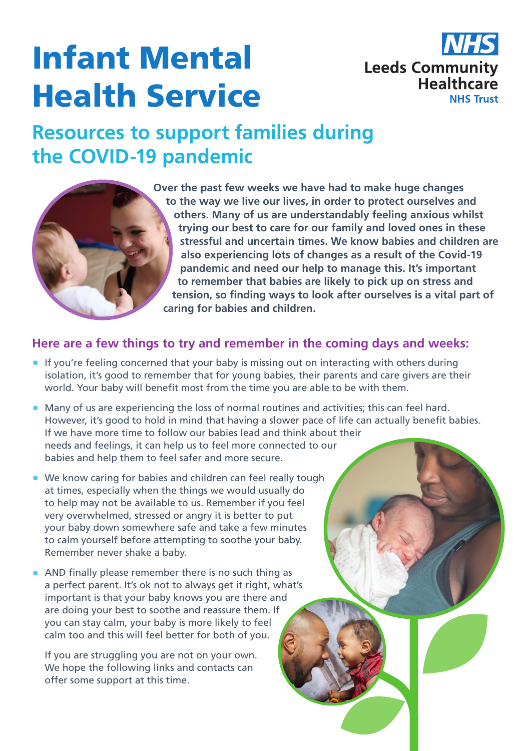# Infant Mental Health Service

NHS Leeds Community Healthcare NHS Trust

## Resources to support families during the COVID-19 pandemic

**Over the past few weeks we have had to make huge changes to the way we live our lives, in order to protect ourselves and others. Many of us are understandably feeling anxious whilst trying our best to care for our family and loved ones in these stressful and uncertain times. We know babies and children are also experiencing lots of changes as a result of the Covid-19 pandemic and need our help to manage this. It's important to remember that babies are likely to pick up on stress and tension, so finding ways to look after ourselves is a vital part of caring for babies and children.**

### Here are a few things to try and remember in the coming days and weeks:

- If you're feeling concerned that your baby is missing out on interacting with others during isolation, it's good to remember that for young babies, their parents and care givers are their world. Your baby will benefit most from the time you are able to be with them.
- Many of us are experiencing the loss of normal routines and activities; this can feel hard. However, it's good to hold in mind that having a slower pace of life can actually benefit babies. If we have more time to follow our babies lead and think about their needs and feelings, it can help us to feel more connected to our babies and help them to feel safer and more secure.
- We know caring for babies and children can feel really tough at times, especially when the things we would usually do to help may not be available to us. Remember if you feel very overwhelmed, stressed or angry it is better to put your baby down somewhere safe and take a few minutes to calm yourself before attempting to soothe your baby. Remember never shake a baby.
- AND finally please remember there is no such thing as a perfect parent. It's ok not to always get it right, what's important is that your baby knows you are there and are doing your best to soothe and reassure them. If you can stay calm, your baby is more likely to feel calm too and this will feel better for both of you.

  If you are struggling you are not on your own. We hope the following links and contacts can offer some support at this time.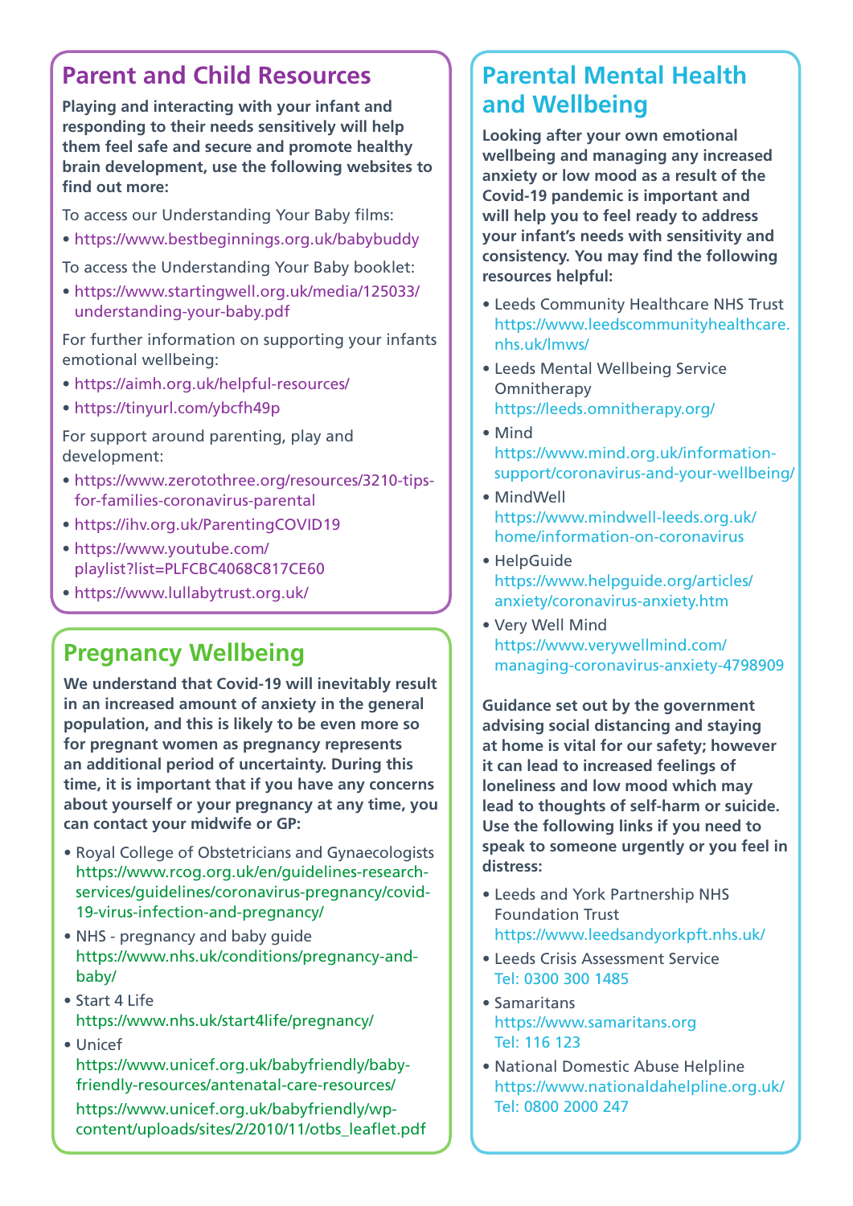## Parent and Child Resources

**Playing and interacting with your infant and responding to their needs sensitively will help them feel safe and secure and promote healthy brain development, use the following websites to find out more:**

To access our Understanding Your Baby films:

- https://www.bestbeginnings.org.uk/babybuddy

To access the Understanding Your Baby booklet:

- https://www.startingwell.org.uk/media/125033/understanding-your-baby.pdf

For further information on supporting your infants emotional wellbeing:

- https://aimh.org.uk/helpful-resources/
- https://tinyurl.com/ybcfh49p

For support around parenting, play and development:

- https://www.zerotothree.org/resources/3210-tips-for-families-coronavirus-parental
- https://ihv.org.uk/ParentingCOVID19
- https://www.youtube.com/playlist?list=PLFCBC4068C817CE60
- https://www.lullabytrust.org.uk/

## Pregnancy Wellbeing

**We understand that Covid-19 will inevitably result in an increased amount of anxiety in the general population, and this is likely to be even more so for pregnant women as pregnancy represents an additional period of uncertainty. During this time, it is important that if you have any concerns about yourself or your pregnancy at any time, you can contact your midwife or GP:**

- Royal College of Obstetricians and Gynaecologists
  https://www.rcog.org.uk/en/guidelines-research-services/guidelines/coronavirus-pregnancy/covid-19-virus-infection-and-pregnancy/
- NHS - pregnancy and baby guide
  https://www.nhs.uk/conditions/pregnancy-and-baby/
- Start 4 Life
  https://www.nhs.uk/start4life/pregnancy/
- Unicef
  https://www.unicef.org.uk/babyfriendly/baby-friendly-resources/antenatal-care-resources/
  https://www.unicef.org.uk/babyfriendly/wp-content/uploads/sites/2/2010/11/otbs_leaflet.pdf

## Parental Mental Health and Wellbeing

**Looking after your own emotional wellbeing and managing any increased anxiety or low mood as a result of the Covid-19 pandemic is important and will help you to feel ready to address your infant's needs with sensitivity and consistency. You may find the following resources helpful:**

- Leeds Community Healthcare NHS Trust
  https://www.leedscommunityhealthcare.nhs.uk/lmws/
- Leeds Mental Wellbeing Service Omnitherapy
  https://leeds.omnitherapy.org/
- Mind
  https://www.mind.org.uk/information-support/coronavirus-and-your-wellbeing/
- MindWell
  https://www.mindwell-leeds.org.uk/home/information-on-coronavirus
- HelpGuide
  https://www.helpguide.org/articles/anxiety/coronavirus-anxiety.htm
- Very Well Mind
  https://www.verywellmind.com/managing-coronavirus-anxiety-4798909

**Guidance set out by the government advising social distancing and staying at home is vital for our safety; however it can lead to increased feelings of loneliness and low mood which may lead to thoughts of self-harm or suicide. Use the following links if you need to speak to someone urgently or you feel in distress:**

- Leeds and York Partnership NHS Foundation Trust
  https://www.leedsandyorkpft.nhs.uk/
- Leeds Crisis Assessment Service
  Tel: 0300 300 1485
- Samaritans
  https://www.samaritans.org
  Tel: 116 123
- National Domestic Abuse Helpline
  https://www.nationaldahelpline.org.uk/
  Tel: 0800 2000 247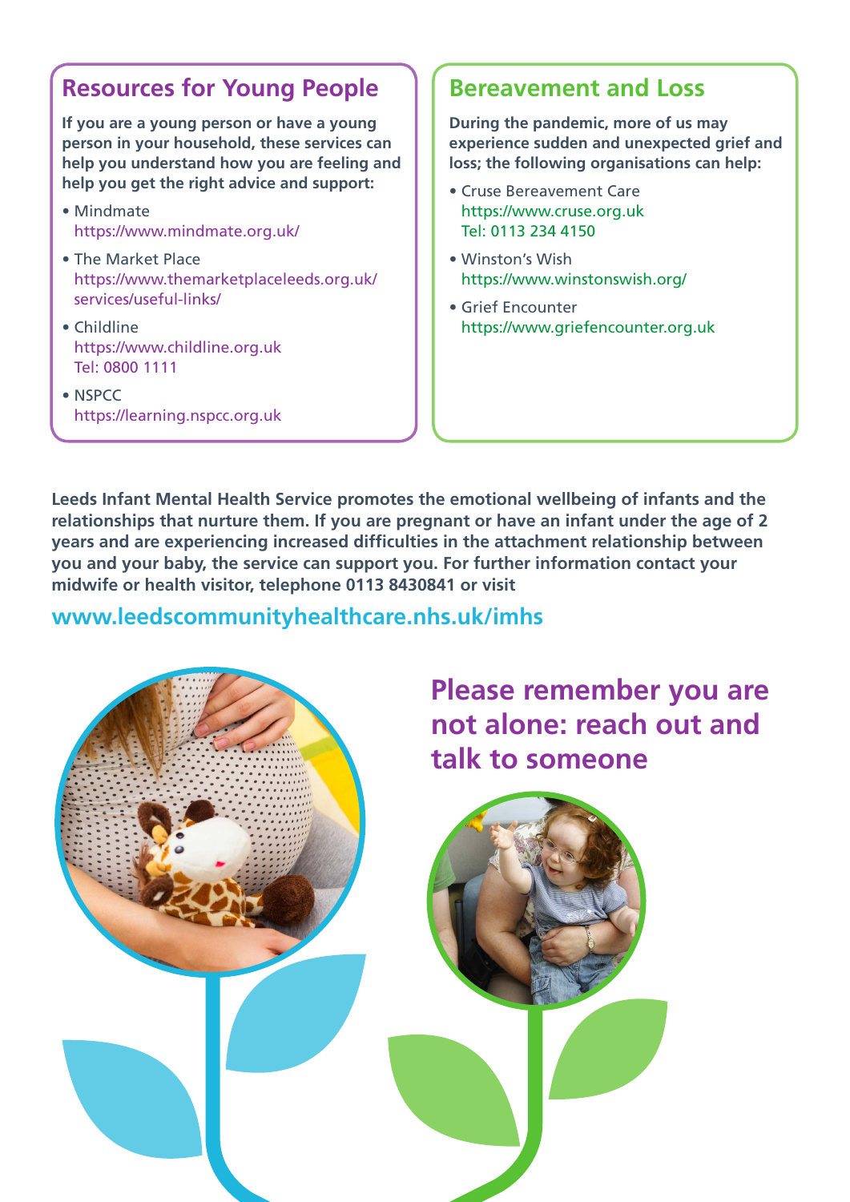## Resources for Young People

**If you are a young person or have a young person in your household, these services can help you understand how you are feeling and help you get the right advice and support:**

- Mindmate
  https://www.mindmate.org.uk/
- The Market Place
  https://www.themarketplaceleeds.org.uk/services/useful-links/
- Childline
  https://www.childline.org.uk
  Tel: 0800 1111
- NSPCC
  https://learning.nspcc.org.uk

## Bereavement and Loss

**During the pandemic, more of us may experience sudden and unexpected grief and loss; the following organisations can help:**

- Cruse Bereavement Care
  https://www.cruse.org.uk
  Tel: 0113 234 4150
- Winston's Wish
  https://www.winstonswish.org/
- Grief Encounter
  https://www.griefencounter.org.uk

**Leeds Infant Mental Health Service promotes the emotional wellbeing of infants and the relationships that nurture them. If you are pregnant or have an infant under the age of 2 years and are experiencing increased difficulties in the attachment relationship between you and your baby, the service can support you. For further information contact your midwife or health visitor, telephone 0113 8430841 or visit**

**www.leedscommunityhealthcare.nhs.uk/imhs**

## Please remember you are not alone: reach out and talk to someone